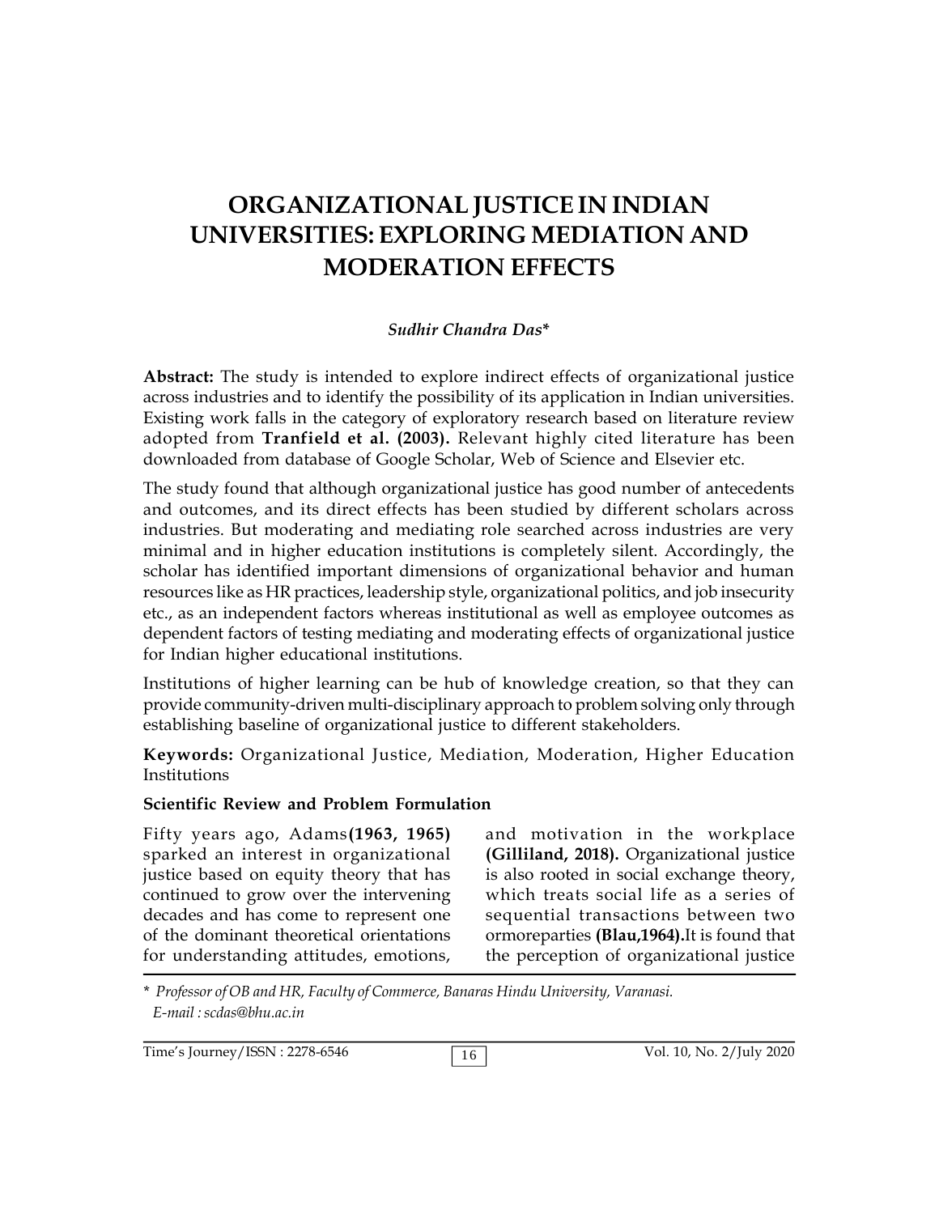# ORGANIZATIONAL JUSTICE IN INDIAN UNIVERSITIES: EXPLORING MEDIATION AND MODERATION EFFECTS

*Sudhir Chandra Das**

**Abstract:** The study is intended to explore indirect effects of organizational justice across industries and to identify the possibility of its application in Indian universities. Existing work falls in the category of exploratory research based on literature review adopted from **Tranfield et al. (2003).** Relevant highly cited literature has been downloaded from database of Google Scholar, Web of Science and Elsevier etc.

The study found that although organizational justice has good number of antecedents and outcomes, and its direct effects has been studied by different scholars across industries. But moderating and mediating role searched across industries are very minimal and in higher education institutions is completely silent. Accordingly, the scholar has identified important dimensions of organizational behavior and human resources like as HR practices, leadership style, organizational politics, and job insecurity etc., as an independent factors whereas institutional as well as employee outcomes as dependent factors of testing mediating and moderating effects of organizational justice for Indian higher educational institutions.

Institutions of higher learning can be hub of knowledge creation, so that they can provide community-driven multi-disciplinary approach to problem solving only through establishing baseline of organizational justice to different stakeholders.

**Keywords:** Organizational Justice, Mediation, Moderation, Higher Education Institutions

### Scientific Review and Problem Formulation

Fifty years ago, Adams**(1963, 1965)** sparked an interest in organizational justice based on equity theory that has continued to grow over the intervening decades and has come to represent one of the dominant theoretical orientations for understanding attitudes, emotions, and motivation in the workplace **(Gilliland, 2018).** Organizational justice is also rooted in social exchange theory, which treats social life as a series of sequential transactions between two ormoreparties **(Blau,1964).**It is found that the perception of organizational justice

\* *Professor of OB and HR, Faculty of Commerce, Banaras Hindu University, Varanasi.*
*E-mail : scdas@bhu.ac.in*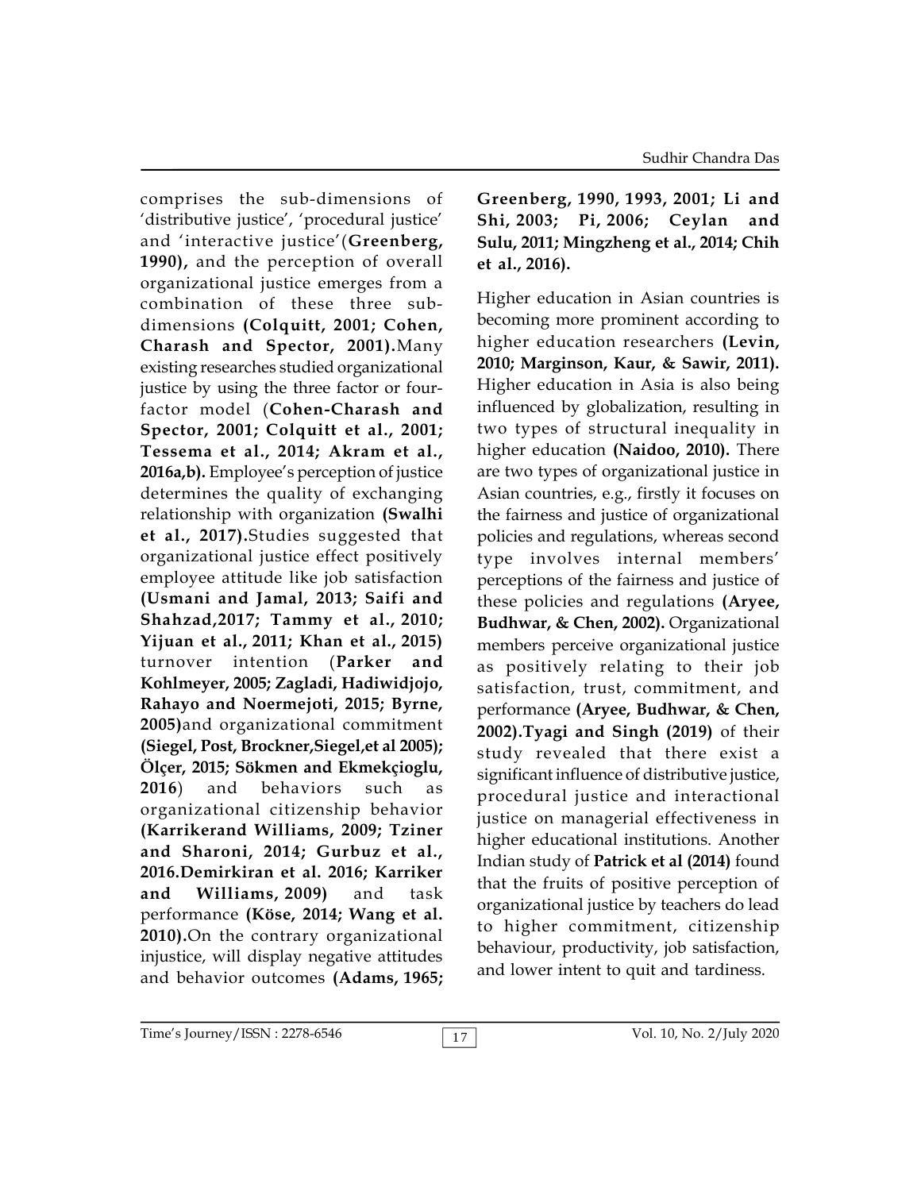comprises the sub-dimensions of 'distributive justice', 'procedural justice' and 'interactive justice'(**Greenberg, 1990),** and the perception of overall organizational justice emerges from a combination of these three sub-dimensions **(Colquitt, 2001; Cohen, Charash and Spector, 2001).**Many existing researches studied organizational justice by using the three factor or four-factor model (**Cohen-Charash and Spector, 2001; Colquitt et al., 2001; Tessema et al., 2014; Akram et al., 2016a,b).** Employee's perception of justice determines the quality of exchanging relationship with organization **(Swalhi et al., 2017).**Studies suggested that organizational justice effect positively employee attitude like job satisfaction **(Usmani and Jamal, 2013; Saifi and Shahzad,2017; Tammy et al., 2010; Yijuan et al., 2011; Khan et al., 2015)** turnover intention (**Parker and Kohlmeyer, 2005; Zagladi, Hadiwidjojo, Rahayo and Noermejoti, 2015; Byrne, 2005)**and organizational commitment **(Siegel, Post, Brockner,Siegel,et al 2005); Ölçer, 2015; Sökmen and Ekmekçioglu, 2016**) and behaviors such as organizational citizenship behavior **(Karrikerand Williams, 2009; Tziner and Sharoni, 2014; Gurbuz et al., 2016.Demirkiran et al. 2016; Karriker and Williams, 2009)** and task performance **(Köse, 2014; Wang et al. 2010).**On the contrary organizational injustice, will display negative attitudes and behavior outcomes **(Adams, 1965; Greenberg, 1990, 1993, 2001; Li and Shi, 2003; Pi, 2006; Ceylan and Sulu, 2011; Mingzheng et al., 2014; Chih et al., 2016).**

Higher education in Asian countries is becoming more prominent according to higher education researchers **(Levin, 2010; Marginson, Kaur, & Sawir, 2011).** Higher education in Asia is also being influenced by globalization, resulting in two types of structural inequality in higher education **(Naidoo, 2010).** There are two types of organizational justice in Asian countries, e.g., firstly it focuses on the fairness and justice of organizational policies and regulations, whereas second type involves internal members' perceptions of the fairness and justice of these policies and regulations **(Aryee, Budhwar, & Chen, 2002).** Organizational members perceive organizational justice as positively relating to their job satisfaction, trust, commitment, and performance **(Aryee, Budhwar, & Chen, 2002).Tyagi and Singh (2019)** of their study revealed that there exist a significant influence of distributive justice, procedural justice and interactional justice on managerial effectiveness in higher educational institutions. Another Indian study of **Patrick et al (2014)** found that the fruits of positive perception of organizational justice by teachers do lead to higher commitment, citizenship behaviour, productivity, job satisfaction, and lower intent to quit and tardiness.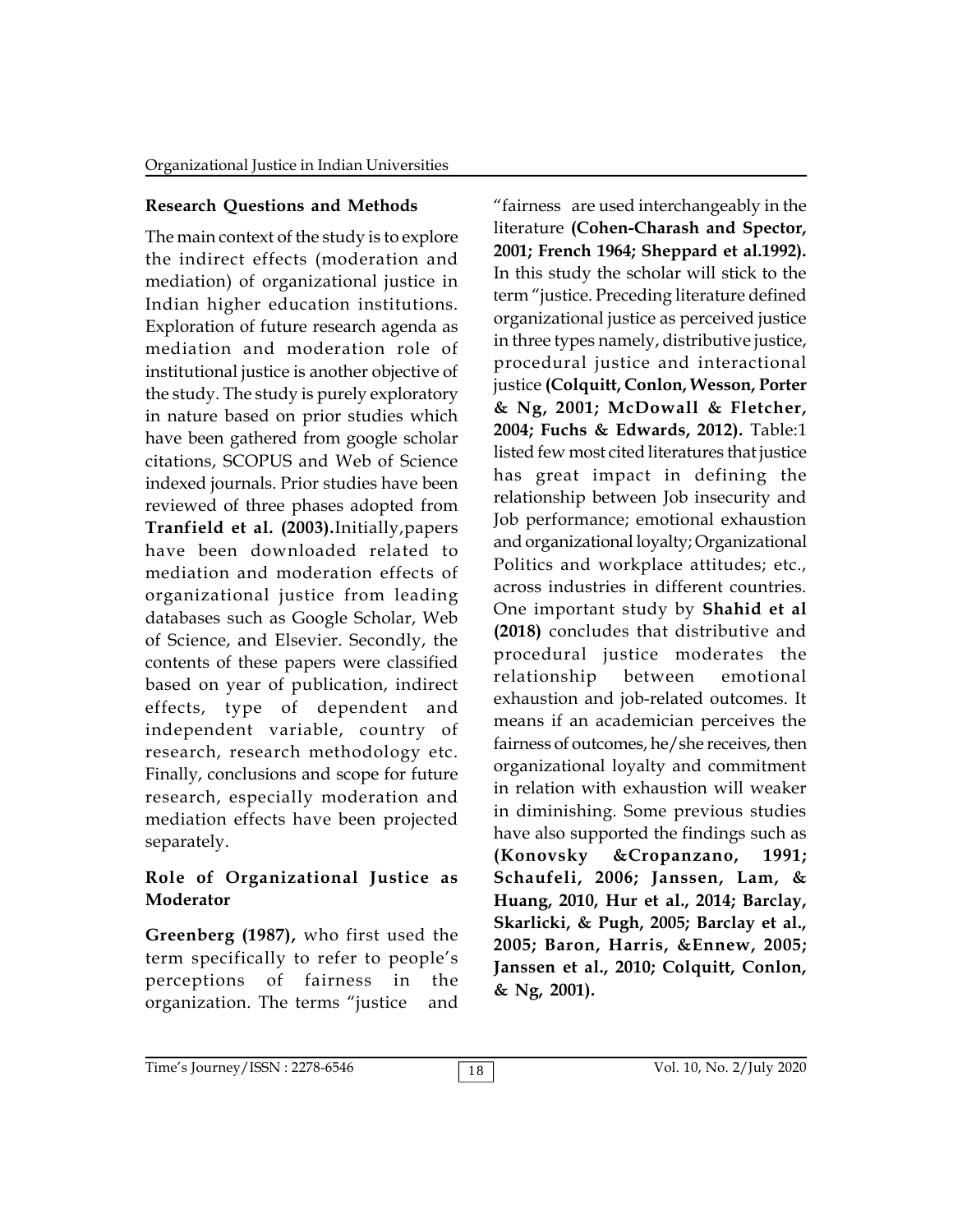## Research Questions and Methods

The main context of the study is to explore the indirect effects (moderation and mediation) of organizational justice in Indian higher education institutions. Exploration of future research agenda as mediation and moderation role of institutional justice is another objective of the study. The study is purely exploratory in nature based on prior studies which have been gathered from google scholar citations, SCOPUS and Web of Science indexed journals. Prior studies have been reviewed of three phases adopted from **Tranfield et al. (2003).**Initially,papers have been downloaded related to mediation and moderation effects of organizational justice from leading databases such as Google Scholar, Web of Science, and Elsevier. Secondly, the contents of these papers were classified based on year of publication, indirect effects, type of dependent and independent variable, country of research, research methodology etc. Finally, conclusions and scope for future research, especially moderation and mediation effects have been projected separately.

## Role of Organizational Justice as Moderator

**Greenberg (1987),** who first used the term specifically to refer to people's perceptions of fairness in the organization. The terms "justice and "fairness are used interchangeably in the literature **(Cohen-Charash and Spector, 2001; French 1964; Sheppard et al.1992).** In this study the scholar will stick to the term "justice. Preceding literature defined organizational justice as perceived justice in three types namely, distributive justice, procedural justice and interactional justice **(Colquitt, Conlon, Wesson, Porter & Ng, 2001; McDowall & Fletcher, 2004; Fuchs & Edwards, 2012).** Table:1 listed few most cited literatures that justice has great impact in defining the relationship between Job insecurity and Job performance; emotional exhaustion and organizational loyalty; Organizational Politics and workplace attitudes; etc., across industries in different countries. One important study by **Shahid et al (2018)** concludes that distributive and procedural justice moderates the relationship between emotional exhaustion and job-related outcomes. It means if an academician perceives the fairness of outcomes, he/she receives, then organizational loyalty and commitment in relation with exhaustion will weaker in diminishing. Some previous studies have also supported the findings such as **(Konovsky &Cropanzano, 1991; Schaufeli, 2006; Janssen, Lam, & Huang, 2010, Hur et al., 2014; Barclay, Skarlicki, & Pugh, 2005; Barclay et al., 2005; Baron, Harris, &Ennew, 2005; Janssen et al., 2010; Colquitt, Conlon, & Ng, 2001).**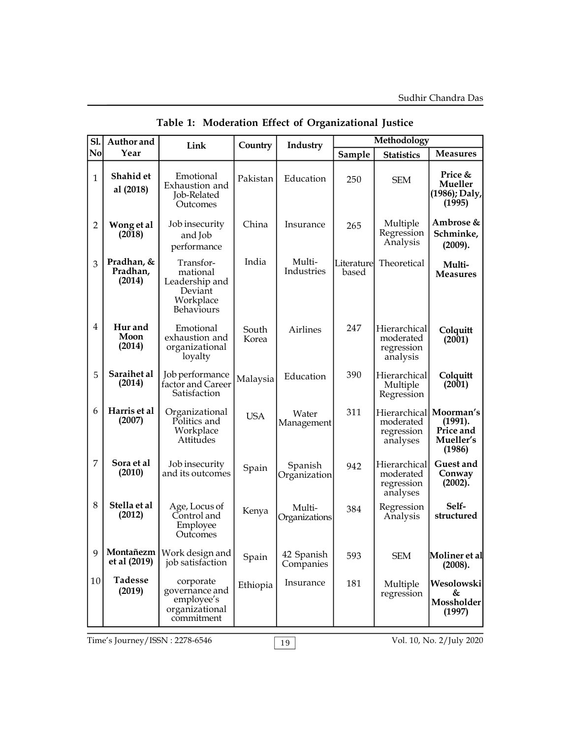**Table 1: Moderation Effect of Organizational Justice**

| Sl. No | Author and Year | Link | Country | Industry | Methodology | | |
|---|---|---|---|---|---|---|---|
| | | | | | Sample | Statistics | Measures |
| 1 | **Shahid et al (2018)** | Emotional Exhaustion and Job-Related Outcomes | Pakistan | Education | 250 | SEM | **Price & Mueller (1986); Daly, (1995)** |
| 2 | **Wong et al (2018)** | Job insecurity and Job performance | China | Insurance | 265 | Multiple Regression Analysis | **Ambrose & Schminke, (2009).** |
| 3 | **Pradhan, & Pradhan, (2014)** | Transfor-mational Leadership and Deviant Workplace Behaviours | India | Multi-Industries | Literature based | Theoretical | **Multi-Measures** |
| 4 | **Hur and Moon (2014)** | Emotional exhaustion and organizational loyalty | South Korea | Airlines | 247 | Hierarchical moderated regression analysis | **Colquitt (2001)** |
| 5 | **Saraihet al (2014)** | Job performance factor and Career Satisfaction | Malaysia | Education | 390 | Hierarchical Multiple Regression | **Colquitt (2001)** |
| 6 | **Harris et al (2007)** | Organizational Politics and Workplace Attitudes | USA | Water Management | 311 | Hierarchical moderated regression analyses | **Moorman's (1991). Price and Mueller's (1986)** |
| 7 | **Sora et al (2010)** | Job insecurity and its outcomes | Spain | Spanish Organization | 942 | Hierarchical moderated regression analyses | **Guest and Conway (2002).** |
| 8 | **Stella et al (2012)** | Age, Locus of Control and Employee Outcomes | Kenya | Multi-Organizations | 384 | Regression Analysis | **Self-structured** |
| 9 | **Montañezm et al (2019)** | Work design and job satisfaction | Spain | 42 Spanish Companies | 593 | SEM | **Moliner et al (2008).** |
| 10 | **Tadesse (2019)** | corporate governance and employee's organizational commitment | Ethiopia | Insurance | 181 | Multiple regression | **Wesolowski & Mossholder (1997)** |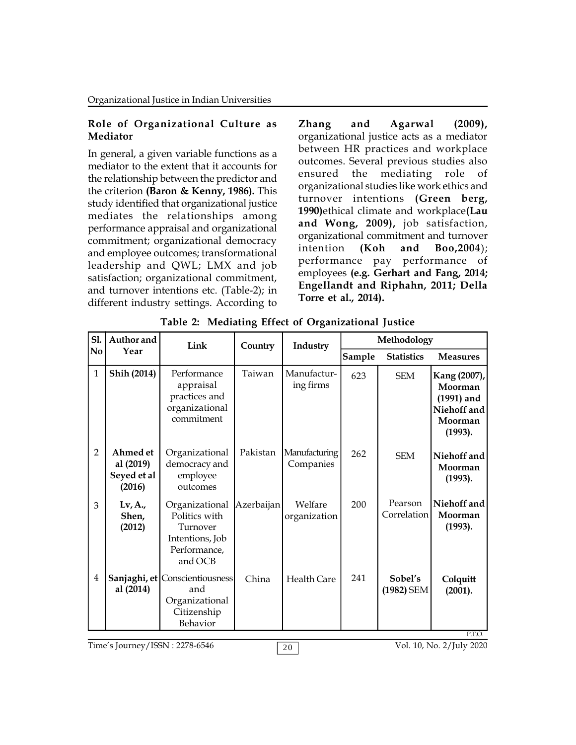## Role of Organizational Culture as Mediator

In general, a given variable functions as a mediator to the extent that it accounts for the relationship between the predictor and the criterion **(Baron & Kenny, 1986).** This study identified that organizational justice mediates the relationships among performance appraisal and organizational commitment; organizational democracy and employee outcomes; transformational leadership and QWL; LMX and job satisfaction; organizational commitment, and turnover intentions etc. (Table-2); in different industry settings. According to **Zhang and Agarwal (2009),** organizational justice acts as a mediator between HR practices and workplace outcomes. Several previous studies also ensured the mediating role of organizational studies like work ethics and turnover intentions **(Green berg, 1990)**ethical climate and workplace**(Lau and Wong, 2009),** job satisfaction, organizational commitment and turnover intention **(Koh and Boo,2004**); performance pay performance of employees **(e.g. Gerhart and Fang, 2014; Engellandt and Riphahn, 2011; Della Torre et al., 2014).**

**Table 2: Mediating Effect of Organizational Justice**

| Sl. No | Author and Year | Link | Country | Industry | Methodology | | |
|---|---|---|---|---|---|---|---|
| | | | | | Sample | Statistics | Measures |
| 1 | **Shih (2014)** | Performance appraisal practices and organizational commitment | Taiwan | Manufacturing firms | 623 | SEM | **Kang (2007), Moorman (1991) and Niehoff and Moorman (1993).** |
| 2 | **Ahmed et al (2019) Seyed et al (2016)** | Organizational democracy and employee outcomes | Pakistan | Manufacturing Companies | 262 | SEM | **Niehoff and Moorman (1993).** |
| 3 | **Lv, A., Shen, (2012)** | Organizational Politics with Turnover Intentions, Job Performance, and OCB | Azerbaijan | Welfare organization | 200 | Pearson Correlation | **Niehoff and Moorman (1993).** |
| 4 | **Sanjaghi, et al (2014)** | Conscientiousness and Organizational Citizenship Behavior | China | Health Care | 241 | **Sobel's (1982)** SEM | **Colquitt (2001).** |

P.T.O.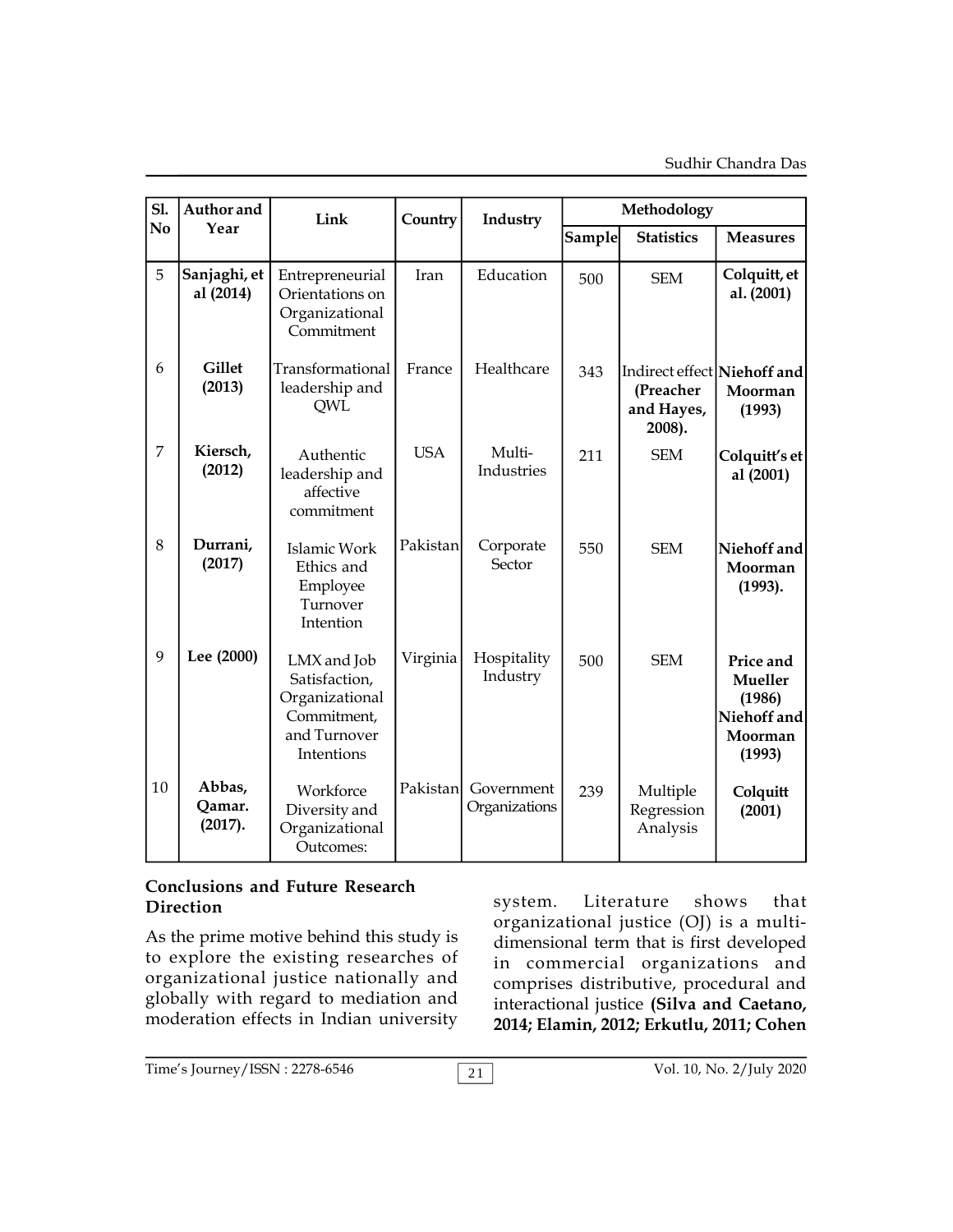| Sl. No | Author and Year | Link | Country | Industry | Methodology | | |
|---|---|---|---|---|---|---|---|
| | | | | | Sample | Statistics | Measures |
| 5 | **Sanjaghi, et al (2014)** | Entrepreneurial Orientations on Organizational Commitment | Iran | Education | 500 | SEM | **Colquitt, et al. (2001)** |
| 6 | **Gillet (2013)** | Transformational leadership and QWL | France | Healthcare | 343 | Indirect effect **(Preacher and Hayes, 2008).** | **Niehoff and Moorman (1993)** |
| 7 | **Kiersch, (2012)** | Authentic leadership and affective commitment | USA | Multi-Industries | 211 | SEM | **Colquitt's et al (2001)** |
| 8 | **Durrani, (2017)** | Islamic Work Ethics and Employee Turnover Intention | Pakistan | Corporate Sector | 550 | SEM | **Niehoff and Moorman (1993).** |
| 9 | **Lee (2000)** | LMX and Job Satisfaction, Organizational Commitment, and Turnover Intentions | Virginia | Hospitality Industry | 500 | SEM | **Price and Mueller (1986) Niehoff and Moorman (1993)** |
| 10 | **Abbas, Qamar. (2017).** | Workforce Diversity and Organizational Outcomes: | Pakistan | Government Organizations | 239 | Multiple Regression Analysis | **Colquitt (2001)** |

## Conclusions and Future Research Direction

As the prime motive behind this study is to explore the existing researches of organizational justice nationally and globally with regard to mediation and moderation effects in Indian university system. Literature shows that organizational justice (OJ) is a multi-dimensional term that is first developed in commercial organizations and comprises distributive, procedural and interactional justice **(Silva and Caetano, 2014; Elamin, 2012; Erkutlu, 2011; Cohen**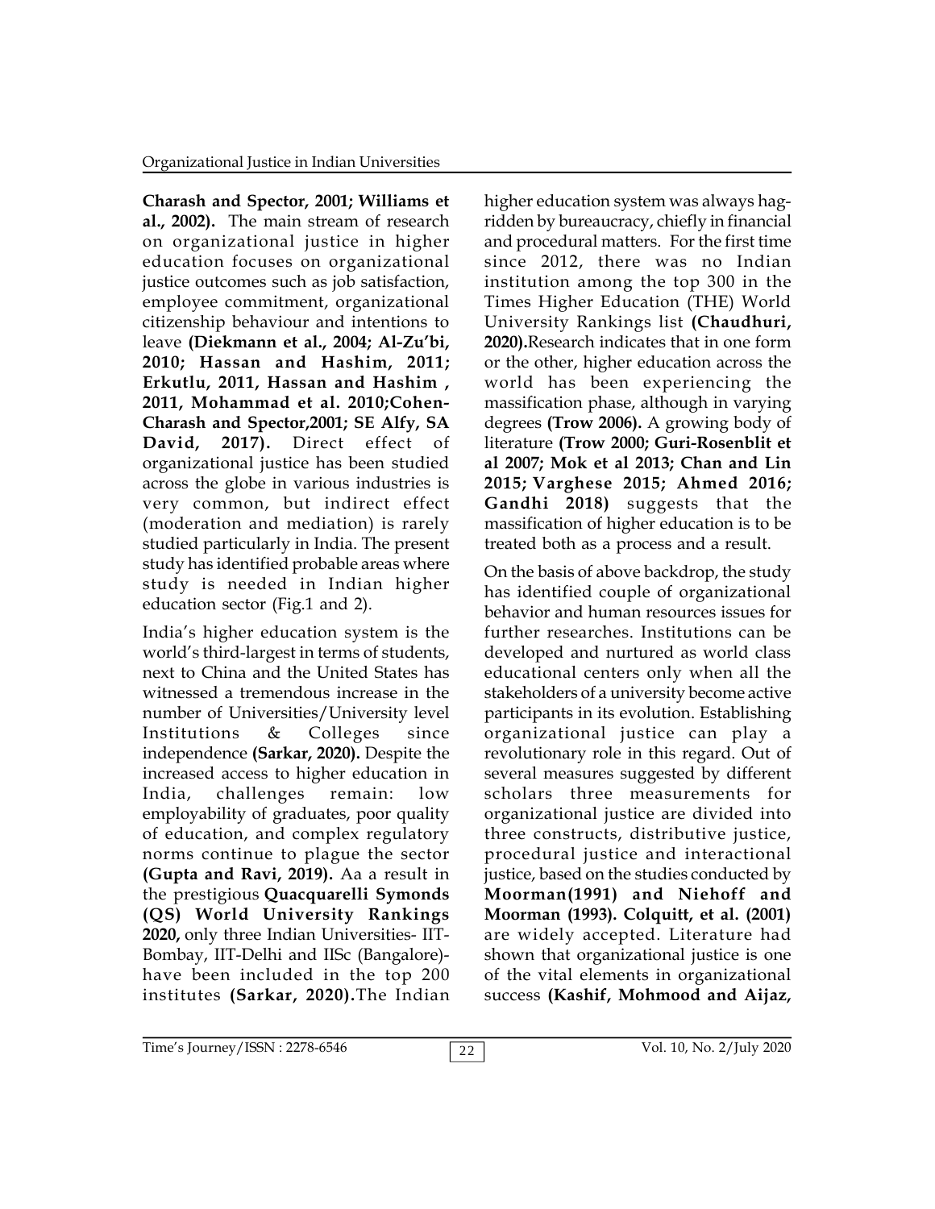**Charash and Spector, 2001; Williams et al., 2002).** The main stream of research on organizational justice in higher education focuses on organizational justice outcomes such as job satisfaction, employee commitment, organizational citizenship behaviour and intentions to leave **(Diekmann et al., 2004; Al-Zu'bi, 2010; Hassan and Hashim, 2011; Erkutlu, 2011, Hassan and Hashim , 2011, Mohammad et al. 2010;Cohen-Charash and Spector,2001; SE Alfy, SA David, 2017).** Direct effect of organizational justice has been studied across the globe in various industries is very common, but indirect effect (moderation and mediation) is rarely studied particularly in India. The present study has identified probable areas where study is needed in Indian higher education sector (Fig.1 and 2).

India's higher education system is the world's third-largest in terms of students, next to China and the United States has witnessed a tremendous increase in the number of Universities/University level Institutions & Colleges since independence **(Sarkar, 2020).** Despite the increased access to higher education in India, challenges remain: low employability of graduates, poor quality of education, and complex regulatory norms continue to plague the sector **(Gupta and Ravi, 2019).** Aa a result in the prestigious **Quacquarelli Symonds (QS) World University Rankings 2020,** only three Indian Universities- IIT-Bombay, IIT-Delhi and IISc (Bangalore)-have been included in the top 200 institutes **(Sarkar, 2020).**The Indian higher education system was always hag-ridden by bureaucracy, chiefly in financial and procedural matters. For the first time since 2012, there was no Indian institution among the top 300 in the Times Higher Education (THE) World University Rankings list **(Chaudhuri, 2020).**Research indicates that in one form or the other, higher education across the world has been experiencing the massification phase, although in varying degrees **(Trow 2006).** A growing body of literature **(Trow 2000; Guri-Rosenblit et al 2007; Mok et al 2013; Chan and Lin 2015; Varghese 2015; Ahmed 2016; Gandhi 2018)** suggests that the massification of higher education is to be treated both as a process and a result.

On the basis of above backdrop, the study has identified couple of organizational behavior and human resources issues for further researches. Institutions can be developed and nurtured as world class educational centers only when all the stakeholders of a university become active participants in its evolution. Establishing organizational justice can play a revolutionary role in this regard. Out of several measures suggested by different scholars three measurements for organizational justice are divided into three constructs, distributive justice, procedural justice and interactional justice, based on the studies conducted by **Moorman(1991) and Niehoff and Moorman (1993). Colquitt, et al. (2001)** are widely accepted. Literature had shown that organizational justice is one of the vital elements in organizational success **(Kashif, Mohmood and Aijaz,**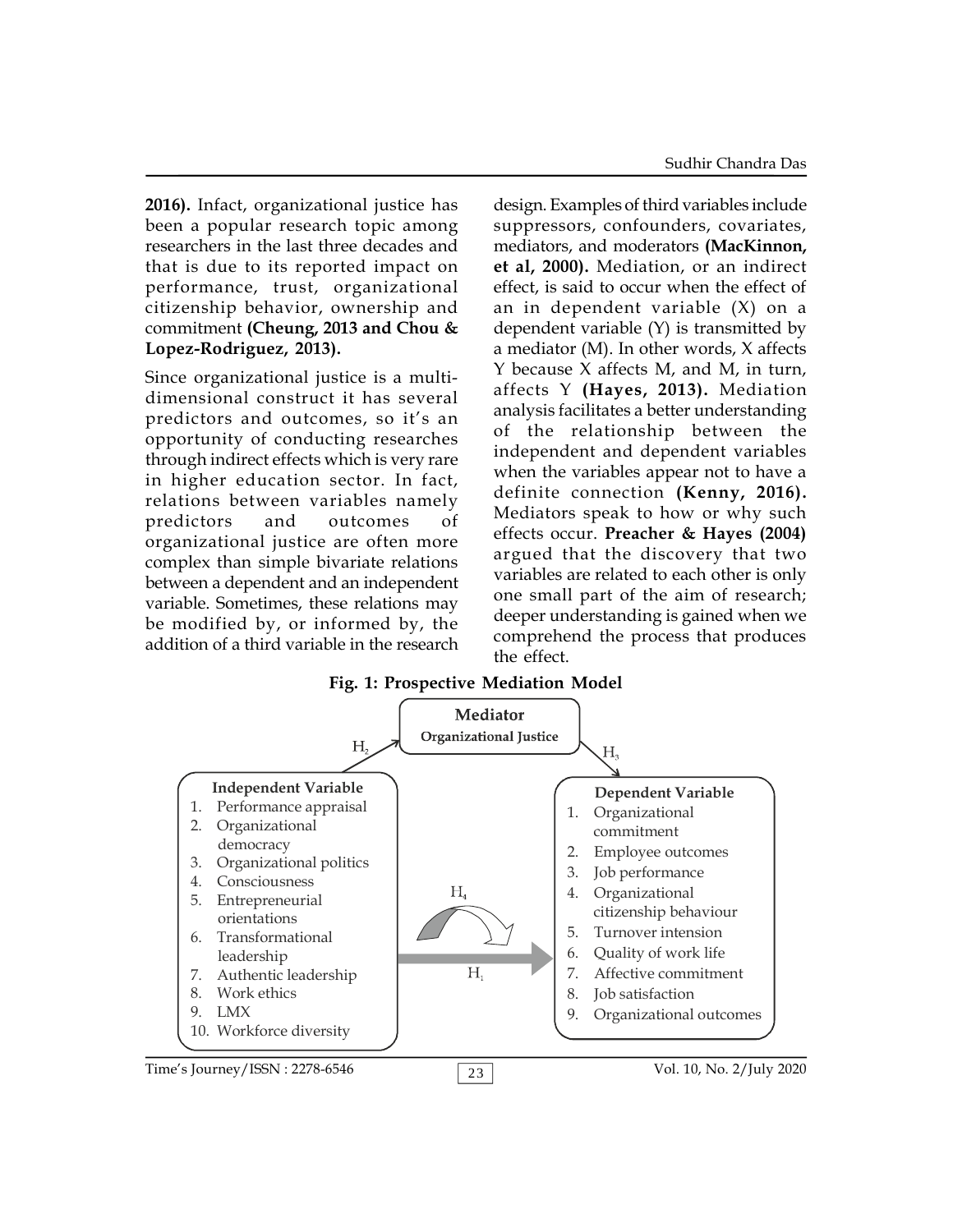**2016).** Infact, organizational justice has been a popular research topic among researchers in the last three decades and that is due to its reported impact on performance, trust, organizational citizenship behavior, ownership and commitment **(Cheung, 2013 and Chou & Lopez-Rodriguez, 2013).**

Since organizational justice is a multi-dimensional construct it has several predictors and outcomes, so it's an opportunity of conducting researches through indirect effects which is very rare in higher education sector. In fact, relations between variables namely predictors and outcomes of organizational justice are often more complex than simple bivariate relations between a dependent and an independent variable. Sometimes, these relations may be modified by, or informed by, the addition of a third variable in the research design. Examples of third variables include suppressors, confounders, covariates, mediators, and moderators **(MacKinnon, et al, 2000).** Mediation, or an indirect effect, is said to occur when the effect of an in dependent variable (X) on a dependent variable (Y) is transmitted by a mediator (M). In other words, X affects Y because X affects M, and M, in turn, affects Y **(Hayes, 2013).** Mediation analysis facilitates a better understanding of the relationship between the independent and dependent variables when the variables appear not to have a definite connection **(Kenny, 2016).** Mediators speak to how or why such effects occur. **Preacher & Hayes (2004)** argued that the discovery that two variables are related to each other is only one small part of the aim of research; deeper understanding is gained when we comprehend the process that produces the effect.

**Fig. 1: Prospective Mediation Model**

Mediator
Organizational Justice

$H_2$

$H_3$

Independent Variable
1. Performance appraisal
2. Organizational democracy
3. Organizational politics
4. Consciousness
5. Entrepreneurial orientations
6. Transformational leadership
7. Authentic leadership
8. Work ethics
9. LMX
10. Workforce diversity

$H_4$

$H_1$

Dependent Variable
1. Organizational commitment
2. Employee outcomes
3. Job performance
4. Organizational citizenship behaviour
5. Turnover intension
6. Quality of work life
7. Affective commitment
8. Job satisfaction
9. Organizational outcomes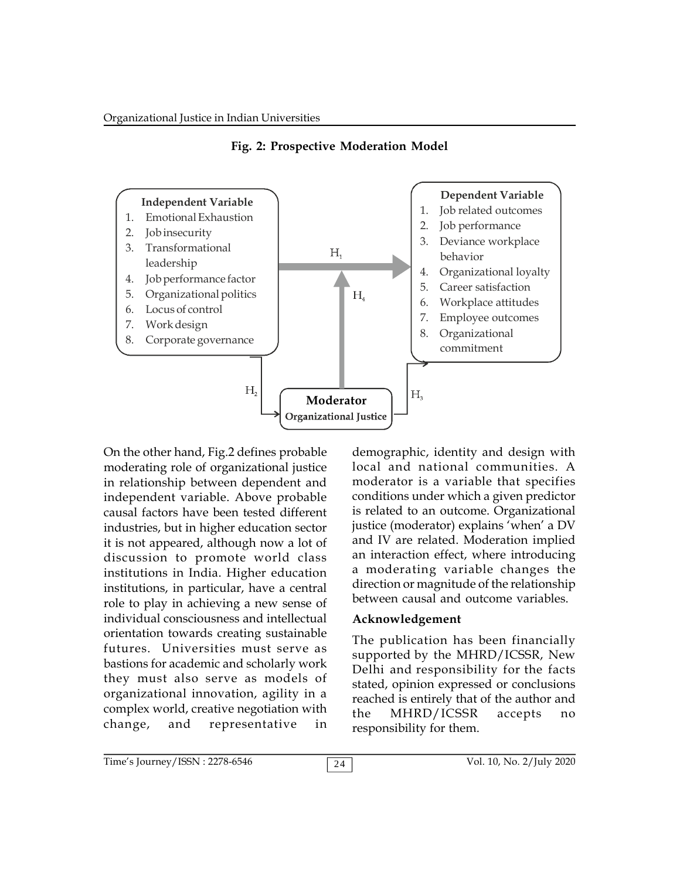**Fig. 2: Prospective Moderation Model**

Independent Variable
1. Emotional Exhaustion
2. Job insecurity
3. Transformational leadership
4. Job performance factor
5. Organizational politics
6. Locus of control
7. Work design
8. Corporate governance

Dependent Variable
1. Job related outcomes
2. Job performance
3. Deviance workplace behavior
4. Organizational loyalty
5. Career satisfaction
6. Workplace attitudes
7. Employee outcomes
8. Organizational commitment

$H_1$

$H_2$

$H_3$

$H_4$

Moderator
Organizational Justice

On the other hand, Fig.2 defines probable moderating role of organizational justice in relationship between dependent and independent variable. Above probable causal factors have been tested different industries, but in higher education sector it is not appeared, although now a lot of discussion to promote world class institutions in India. Higher education institutions, in particular, have a central role to play in achieving a new sense of individual consciousness and intellectual orientation towards creating sustainable futures. Universities must serve as bastions for academic and scholarly work they must also serve as models of organizational innovation, agility in a complex world, creative negotiation with change, and representative in demographic, identity and design with local and national communities. A moderator is a variable that specifies conditions under which a given predictor is related to an outcome. Organizational justice (moderator) explains 'when' a DV and IV are related. Moderation implied an interaction effect, where introducing a moderating variable changes the direction or magnitude of the relationship between causal and outcome variables.

### Acknowledgement

The publication has been financially supported by the MHRD/ICSSR, New Delhi and responsibility for the facts stated, opinion expressed or conclusions reached is entirely that of the author and the MHRD/ICSSR accepts no responsibility for them.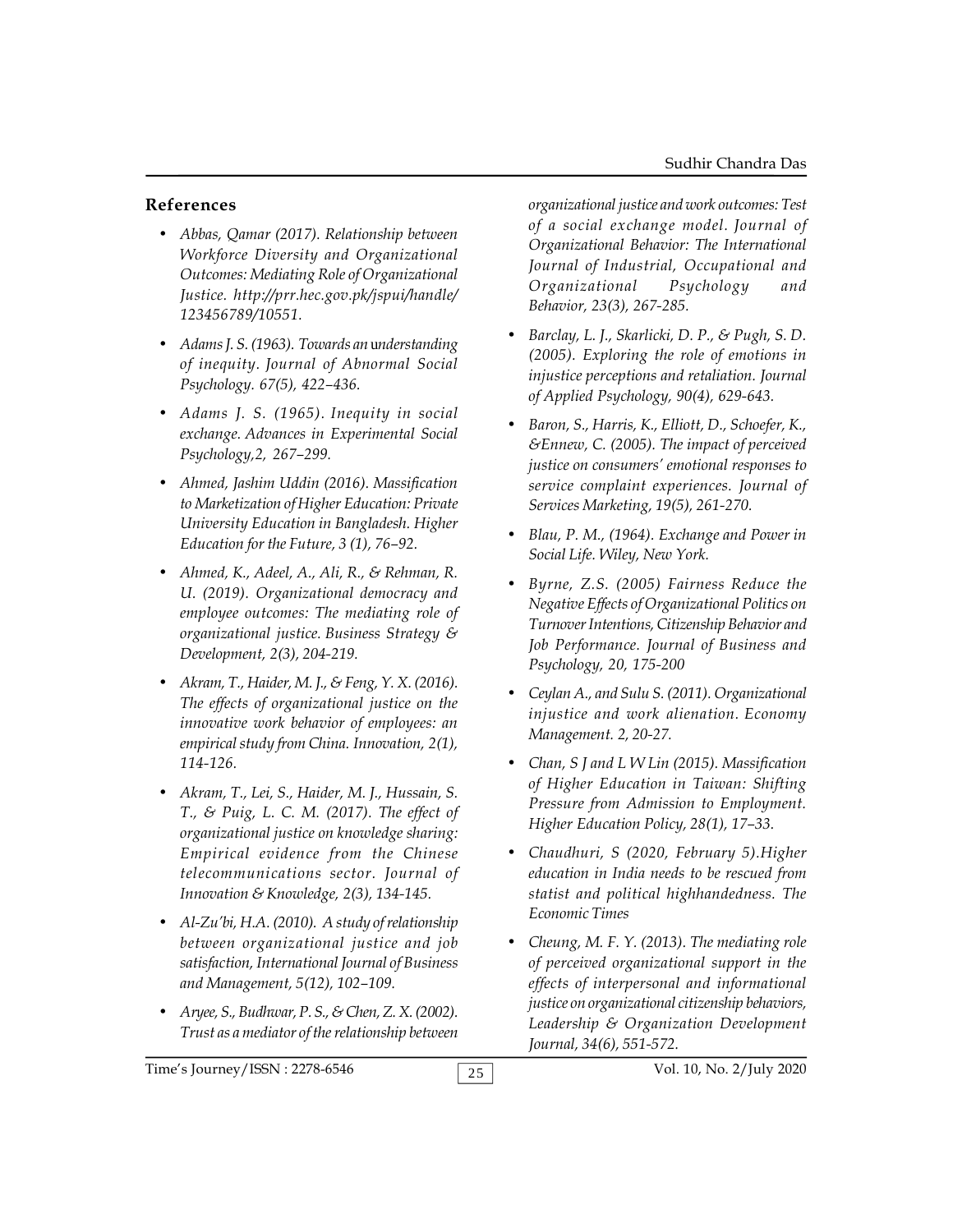## References

- *Abbas, Qamar (2017). Relationship between Workforce Diversity and Organizational Outcomes: Mediating Role of Organizational Justice. http://prr.hec.gov.pk/jspui/handle/123456789/10551.*
- *Adams J. S. (1963). Towards an understanding of inequity. Journal of Abnormal Social Psychology. 67(5), 422–436.*
- *Adams J. S. (1965). Inequity in social exchange. Advances in Experimental Social Psychology,2, 267–299.*
- *Ahmed, Jashim Uddin (2016). Massification to Marketization of Higher Education: Private University Education in Bangladesh. Higher Education for the Future, 3 (1), 76–92.*
- *Ahmed, K., Adeel, A., Ali, R., & Rehman, R. U. (2019). Organizational democracy and employee outcomes: The mediating role of organizational justice. Business Strategy & Development, 2(3), 204-219.*
- *Akram, T., Haider, M. J., & Feng, Y. X. (2016). The effects of organizational justice on the innovative work behavior of employees: an empirical study from China. Innovation, 2(1), 114-126.*
- *Akram, T., Lei, S., Haider, M. J., Hussain, S. T., & Puig, L. C. M. (2017). The effect of organizational justice on knowledge sharing: Empirical evidence from the Chinese telecommunications sector. Journal of Innovation & Knowledge, 2(3), 134-145.*
- *Al-Zu'bi, H.A. (2010). A study of relationship between organizational justice and job satisfaction, International Journal of Business and Management, 5(12), 102–109.*
- *Aryee, S., Budhwar, P. S., & Chen, Z. X. (2002). Trust as a mediator of the relationship between organizational justice and work outcomes: Test of a social exchange model. Journal of Organizational Behavior: The International Journal of Industrial, Occupational and Organizational Psychology and Behavior, 23(3), 267-285.*
- *Barclay, L. J., Skarlicki, D. P., & Pugh, S. D. (2005). Exploring the role of emotions in injustice perceptions and retaliation. Journal of Applied Psychology, 90(4), 629-643.*
- *Baron, S., Harris, K., Elliott, D., Schoefer, K., &Ennew, C. (2005). The impact of perceived justice on consumers' emotional responses to service complaint experiences. Journal of Services Marketing, 19(5), 261-270.*
- *Blau, P. M., (1964). Exchange and Power in Social Life. Wiley, New York.*
- *Byrne, Z.S. (2005) Fairness Reduce the Negative Effects of Organizational Politics on Turnover Intentions, Citizenship Behavior and Job Performance. Journal of Business and Psychology, 20, 175-200*
- *Ceylan A., and Sulu S. (2011). Organizational injustice and work alienation. Economy Management. 2, 20-27.*
- *Chan, S J and L W Lin (2015). Massification of Higher Education in Taiwan: Shifting Pressure from Admission to Employment. Higher Education Policy, 28(1), 17–33.*
- *Chaudhuri, S (2020, February 5).Higher education in India needs to be rescued from statist and political highhandedness. The Economic Times*
- *Cheung, M. F. Y. (2013). The mediating role of perceived organizational support in the effects of interpersonal and informational justice on organizational citizenship behaviors, Leadership & Organization Development Journal, 34(6), 551-572.*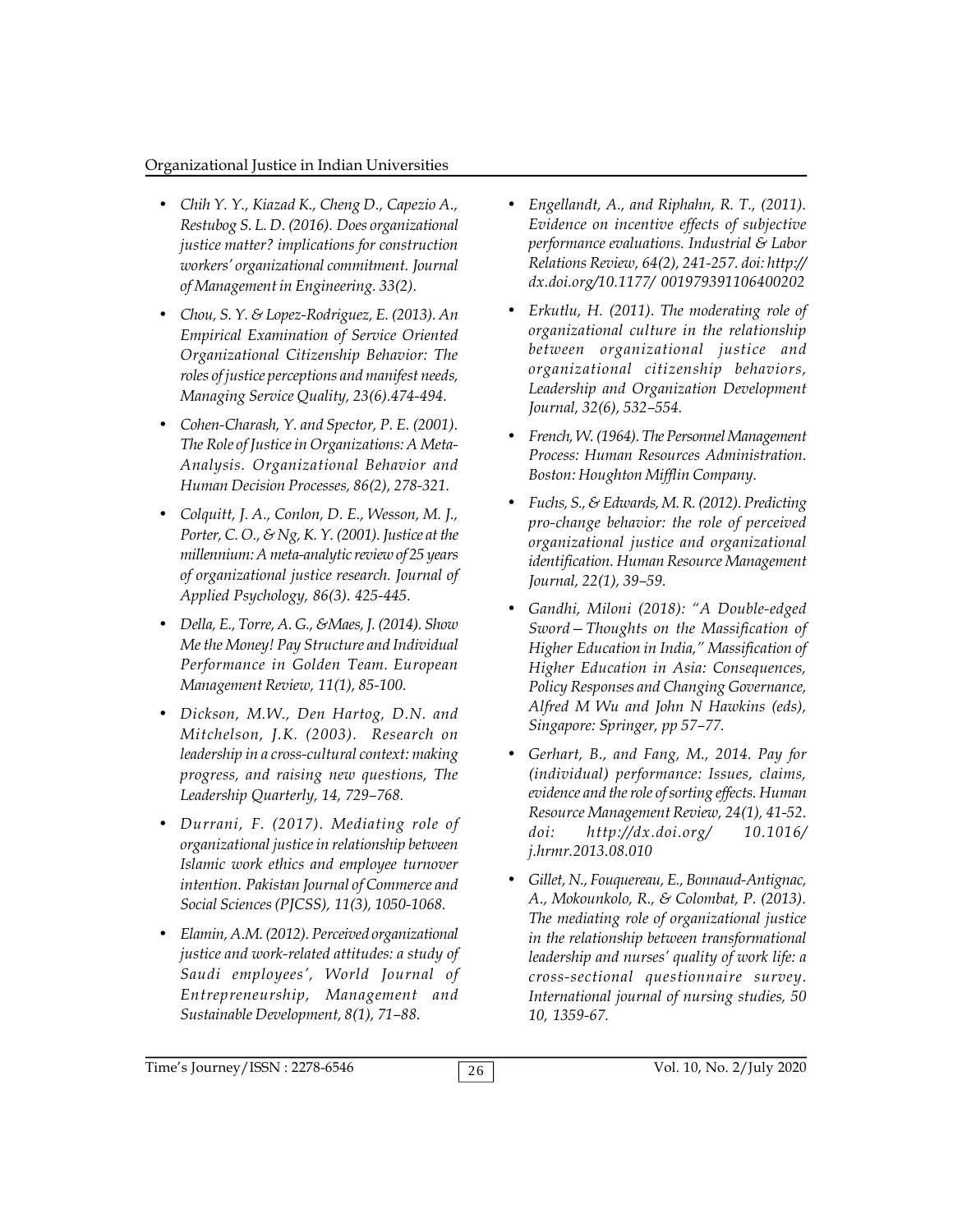- *Chih Y. Y., Kiazad K., Cheng D., Capezio A., Restubog S. L. D. (2016). Does organizational justice matter? implications for construction workers' organizational commitment. Journal of Management in Engineering. 33(2).*

- *Chou, S. Y. & Lopez-Rodriguez, E. (2013). An Empirical Examination of Service Oriented Organizational Citizenship Behavior: The roles of justice perceptions and manifest needs, Managing Service Quality, 23(6).474-494.*

- *Cohen-Charash, Y. and Spector, P. E. (2001). The Role of Justice in Organizations: A Meta-Analysis. Organizational Behavior and Human Decision Processes, 86(2), 278-321.*

- *Colquitt, J. A., Conlon, D. E., Wesson, M. J., Porter, C. O., & Ng, K. Y. (2001). Justice at the millennium: A meta-analytic review of 25 years of organizational justice research. Journal of Applied Psychology, 86(3). 425-445.*

- *Della, E., Torre, A. G., &Maes, J. (2014). Show Me the Money! Pay Structure and Individual Performance in Golden Team. European Management Review, 11(1), 85-100.*

- *Dickson, M.W., Den Hartog, D.N. and Mitchelson, J.K. (2003). Research on leadership in a cross-cultural context: making progress, and raising new questions, The Leadership Quarterly, 14, 729–768.*

- *Durrani, F. (2017). Mediating role of organizational justice in relationship between Islamic work ethics and employee turnover intention. Pakistan Journal of Commerce and Social Sciences (PJCSS), 11(3), 1050-1068.*

- *Elamin, A.M. (2012). Perceived organizational justice and work-related attitudes: a study of Saudi employees', World Journal of Entrepreneurship, Management and Sustainable Development, 8(1), 71–88.*

- *Engellandt, A., and Riphahn, R. T., (2011). Evidence on incentive effects of subjective performance evaluations. Industrial & Labor Relations Review, 64(2), 241-257. doi: http:// dx.doi.org/10.1177/ 001979391106400202*

- *Erkutlu, H. (2011). The moderating role of organizational culture in the relationship between organizational justice and organizational citizenship behaviors, Leadership and Organization Development Journal, 32(6), 532–554.*

- *French, W. (1964). The Personnel Management Process: Human Resources Administration. Boston: Houghton Mifflin Company.*

- *Fuchs, S., & Edwards, M. R. (2012). Predicting pro-change behavior: the role of perceived organizational justice and organizational identification. Human Resource Management Journal, 22(1), 39–59.*

- *Gandhi, Miloni (2018): "A Double-edged Sword – Thoughts on the Massification of Higher Education in India," Massification of Higher Education in Asia: Consequences, Policy Responses and Changing Governance, Alfred M Wu and John N Hawkins (eds), Singapore: Springer, pp 57–77.*

- *Gerhart, B., and Fang, M., 2014. Pay for (individual) performance: Issues, claims, evidence and the role of sorting effects. Human Resource Management Review, 24(1), 41-52. doi: http://dx.doi.org/ 10.1016/ j.hrmr.2013.08.010*

- *Gillet, N., Fouquereau, E., Bonnaud-Antignac, A., Mokounkolo, R., & Colombat, P. (2013). The mediating role of organizational justice in the relationship between transformational leadership and nurses' quality of work life: a cross-sectional questionnaire survey. International journal of nursing studies, 50 10, 1359-67.*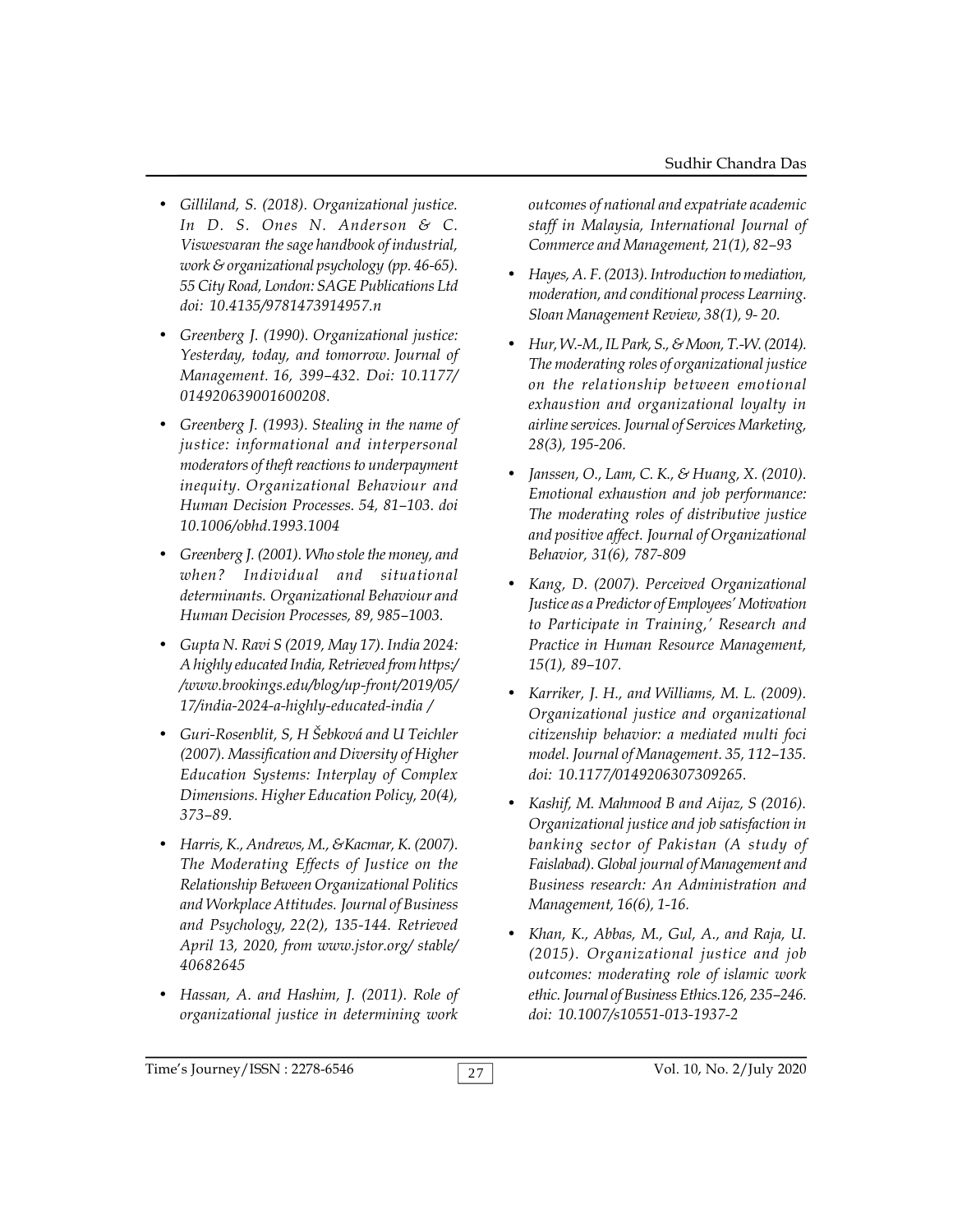- *Gilliland, S. (2018). Organizational justice. In D. S. Ones N. Anderson & C. Viswesvaran the sage handbook of industrial, work & organizational psychology (pp. 46-65). 55 City Road, London: SAGE Publications Ltd doi: 10.4135/9781473914957.n*

- *Greenberg J. (1990). Organizational justice: Yesterday, today, and tomorrow. Journal of Management. 16, 399–432. Doi: 10.1177/014920639001600208.*

- *Greenberg J. (1993). Stealing in the name of justice: informational and interpersonal moderators of theft reactions to underpayment inequity. Organizational Behaviour and Human Decision Processes. 54, 81–103. doi 10.1006/obhd.1993.1004*

- *Greenberg J. (2001). Who stole the money, and when? Individual and situational determinants. Organizational Behaviour and Human Decision Processes, 89, 985–1003.*

- *Gupta N. Ravi S (2019, May 17). India 2024: A highly educated India, Retrieved from https://www.brookings.edu/blog/up-front/2019/05/17/india-2024-a-highly-educated-india /*

- *Guri-Rosenblit, S, H Šebková and U Teichler (2007). Massification and Diversity of Higher Education Systems: Interplay of Complex Dimensions. Higher Education Policy, 20(4), 373–89.*

- *Harris, K., Andrews, M., &Kacmar, K. (2007). The Moderating Effects of Justice on the Relationship Between Organizational Politics and Workplace Attitudes. Journal of Business and Psychology, 22(2), 135-144. Retrieved April 13, 2020, from www.jstor.org/ stable/ 40682645*

- *Hassan, A. and Hashim, J. (2011). Role of organizational justice in determining work outcomes of national and expatriate academic staff in Malaysia, International Journal of Commerce and Management, 21(1), 82–93*

- *Hayes, A. F. (2013). Introduction to mediation, moderation, and conditional process Learning. Sloan Management Review, 38(1), 9- 20.*

- *Hur, W.-M., IL Park, S., & Moon, T.-W. (2014). The moderating roles of organizational justice on the relationship between emotional exhaustion and organizational loyalty in airline services. Journal of Services Marketing, 28(3), 195-206.*

- *Janssen, O., Lam, C. K., & Huang, X. (2010). Emotional exhaustion and job performance: The moderating roles of distributive justice and positive affect. Journal of Organizational Behavior, 31(6), 787-809*

- *Kang, D. (2007). Perceived Organizational Justice as a Predictor of Employees' Motivation to Participate in Training,' Research and Practice in Human Resource Management, 15(1), 89–107.*

- *Karriker, J. H., and Williams, M. L. (2009). Organizational justice and organizational citizenship behavior: a mediated multi foci model. Journal of Management. 35, 112–135. doi: 10.1177/0149206307309265.*

- *Kashif, M. Mahmood B and Aijaz, S (2016). Organizational justice and job satisfaction in banking sector of Pakistan (A study of Faislabad). Global journal of Management and Business research: An Administration and Management, 16(6), 1-16.*

- *Khan, K., Abbas, M., Gul, A., and Raja, U. (2015). Organizational justice and job outcomes: moderating role of islamic work ethic. Journal of Business Ethics.126, 235–246. doi: 10.1007/s10551-013-1937-2*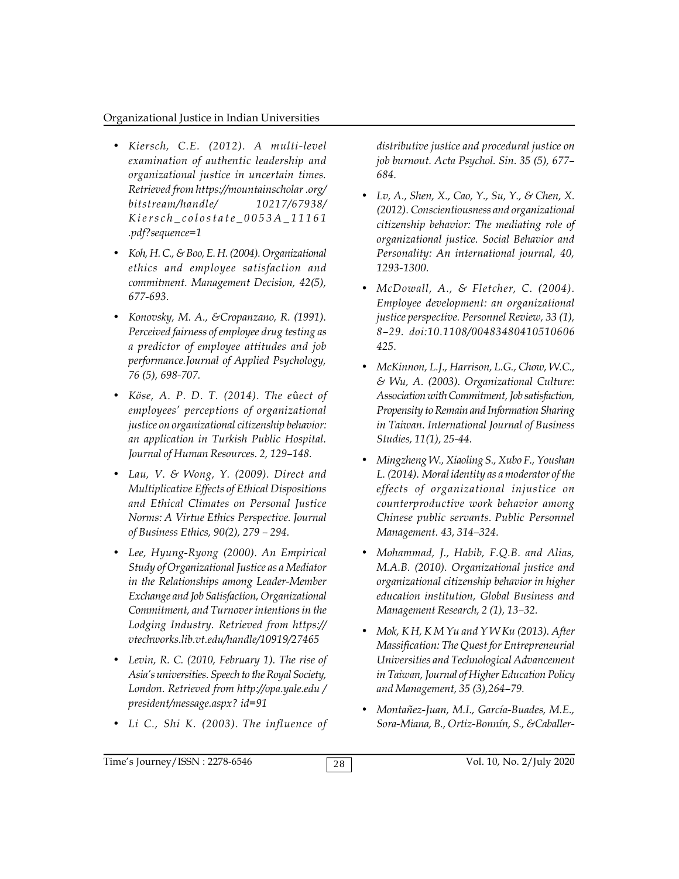- *Kiersch, C.E. (2012). A multi-level examination of authentic leadership and organizational justice in uncertain times. Retrieved from https://mountainscholar .org/ bitstream/handle/ 10217/67938/ Kiersch_colostate_0053A_11161 .pdf?sequence=1*
- *Koh, H. C., & Boo, E. H. (2004). Organizational ethics and employee satisfaction and commitment. Management Decision, 42(5), 677-693.*
- *Konovsky, M. A., &Cropanzano, R. (1991). Perceived fairness of employee drug testing as a predictor of employee attitudes and job performance.Journal of Applied Psychology, 76 (5), 698-707.*
- *Köse, A. P. D. T. (2014). The eûect of employees' perceptions of organizational justice on organizational citizenship behavior: an application in Turkish Public Hospital. Journal of Human Resources. 2, 129–148.*
- *Lau, V. & Wong, Y. (2009). Direct and Multiplicative Effects of Ethical Dispositions and Ethical Climates on Personal Justice Norms: A Virtue Ethics Perspective. Journal of Business Ethics, 90(2), 279 – 294.*
- *Lee, Hyung-Ryong (2000). An Empirical Study of Organizational Justice as a Mediator in the Relationships among Leader-Member Exchange and Job Satisfaction, Organizational Commitment, and Turnover intentions in the Lodging Industry. Retrieved from https:// vtechworks.lib.vt.edu/handle/10919/27465*
- *Levin, R. C. (2010, February 1). The rise of Asia's universities. Speech to the Royal Society, London. Retrieved from http://opa.yale.edu / president/message.aspx? id=91*
- *Li C., Shi K. (2003). The influence of distributive justice and procedural justice on job burnout. Acta Psychol. Sin. 35 (5), 677–684.*
- *Lv, A., Shen, X., Cao, Y., Su, Y., & Chen, X. (2012). Conscientiousness and organizational citizenship behavior: The mediating role of organizational justice. Social Behavior and Personality: An international journal, 40, 1293-1300.*
- *McDowall, A., & Fletcher, C. (2004). Employee development: an organizational justice perspective. Personnel Review, 33 (1), 8–29. doi:10.1108/00483480410510606 425.*
- *McKinnon, L.J., Harrison, L.G., Chow, W.C., & Wu, A. (2003). Organizational Culture: Association with Commitment, Job satisfaction, Propensity to Remain and Information Sharing in Taiwan. International Journal of Business Studies, 11(1), 25-44.*
- *Mingzheng W., Xiaoling S., Xubo F., Youshan L. (2014). Moral identity as a moderator of the effects of organizational injustice on counterproductive work behavior among Chinese public servants. Public Personnel Management. 43, 314–324.*
- *Mohammad, J., Habib, F.Q.B. and Alias, M.A.B. (2010). Organizational justice and organizational citizenship behavior in higher education institution, Global Business and Management Research, 2 (1), 13–32.*
- *Mok, K H, K M Yu and Y W Ku (2013). After Massification: The Quest for Entrepreneurial Universities and Technological Advancement in Taiwan, Journal of Higher Education Policy and Management, 35 (3),264–79.*
- *Montañez-Juan, M.I., García-Buades, M.E., Sora-Miana, B., Ortiz-Bonnín, S., &Caballer-*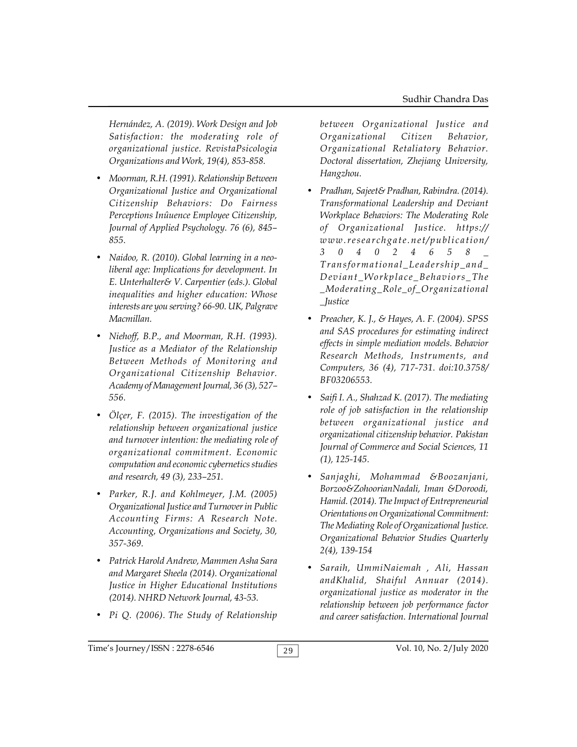*Hernández, A. (2019). Work Design and Job Satisfaction: the moderating role of organizational justice. RevistaPsicologia Organizations and Work, 19(4), 853-858.*

- *Moorman, R.H. (1991). Relationship Between Organizational Justice and Organizational Citizenship Behaviors: Do Fairness Perceptions Inûuence Employee Citizenship, Journal of Applied Psychology. 76 (6), 845–855.*
- *Naidoo, R. (2010). Global learning in a neo-liberal age: Implications for development. In E. Unterhalter& V. Carpentier (eds.). Global inequalities and higher education: Whose interests are you serving? 66-90. UK, Palgrave Macmillan.*
- *Niehoff, B.P., and Moorman, R.H. (1993). Justice as a Mediator of the Relationship Between Methods of Monitoring and Organizational Citizenship Behavior. Academy of Management Journal, 36 (3), 527–556.*
- *Ölçer, F. (2015). The investigation of the relationship between organizational justice and turnover intention: the mediating role of organizational commitment. Economic computation and economic cybernetics studies and research, 49 (3), 233–251.*
- *Parker, R.J. and Kohlmeyer, J.M. (2005) Organizational Justice and Turnover in Public Accounting Firms: A Research Note. Accounting, Organizations and Society, 30, 357-369.*
- *Patrick Harold Andrew, Mammen Asha Sara and Margaret Sheela (2014). Organizational Justice in Higher Educational Institutions (2014). NHRD Network Journal, 43-53.*
- *Pi Q. (2006). The Study of Relationship between Organizational Justice and Organizational Citizen Behavior, Organizational Retaliatory Behavior. Doctoral dissertation, Zhejiang University, Hangzhou.*
- *Pradhan, Sajeet& Pradhan, Rabindra. (2014). Transformational Leadership and Deviant Workplace Behaviors: The Moderating Role of Organizational Justice. https://www.researchgate.net/publication/304024658_Transformational_Leadership_and_Deviant_Workplace_Behaviors_The_Moderating_Role_of_Organizational_Justice*
- *Preacher, K. J., & Hayes, A. F. (2004). SPSS and SAS procedures for estimating indirect effects in simple mediation models. Behavior Research Methods, Instruments, and Computers, 36 (4), 717-731. doi:10.3758/BF03206553.*
- *Saifi I. A., Shahzad K. (2017). The mediating role of job satisfaction in the relationship between organizational justice and organizational citizenship behavior. Pakistan Journal of Commerce and Social Sciences, 11 (1), 125-145.*
- *Sanjaghi, Mohammad &Boozanjani, Borzoo&ZohoorianNadali, Iman &Doroodi, Hamid. (2014). The Impact of Entrepreneurial Orientations on Organizational Commitment: The Mediating Role of Organizational Justice. Organizational Behavior Studies Quarterly 2(4), 139-154*
- *Saraih, UmmiNaiemah , Ali, Hassan andKhalid, Shaiful Annuar (2014). organizational justice as moderator in the relationship between job performance factor and career satisfaction. International Journal*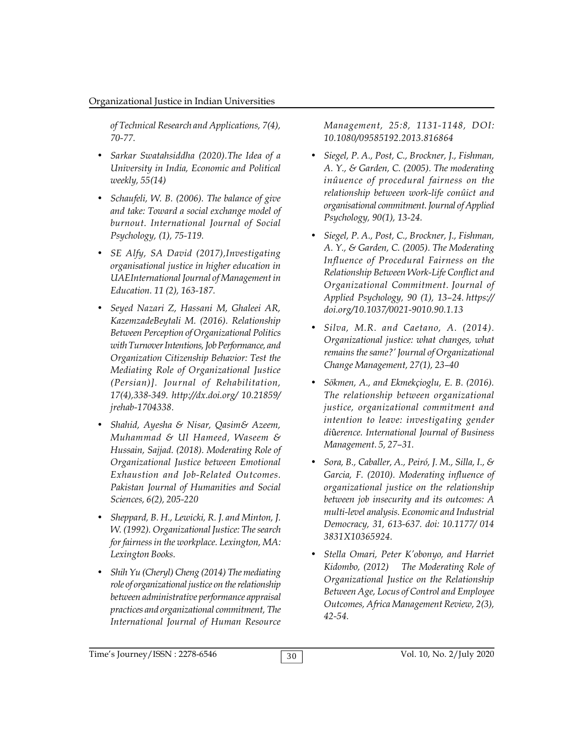*of Technical Research and Applications, 7(4), 70-77.*

- *Sarkar Swatahsiddha (2020).The Idea of a University in India, Economic and Political weekly, 55(14)*
- *Schaufeli, W. B. (2006). The balance of give and take: Toward a social exchange model of burnout. International Journal of Social Psychology, (1), 75-119.*
- *SE Alfy, SA David (2017),Investigating organisational justice in higher education in UAEInternational Journal of Management in Education. 11 (2), 163-187.*
- *Seyed Nazari Z, Hassani M, Ghaleei AR, KazemzadeBeytali M. (2016). Relationship Between Perception of Organizational Politics with Turnover Intentions, Job Performance, and Organization Citizenship Behavior: Test the Mediating Role of Organizational Justice (Persian)]. Journal of Rehabilitation, 17(4),338-349. http://dx.doi.org/ 10.21859/ jrehab-1704338.*
- *Shahid, Ayesha & Nisar, Qasim& Azeem, Muhammad & Ul Hameed, Waseem & Hussain, Sajjad. (2018). Moderating Role of Organizational Justice between Emotional Exhaustion and Job-Related Outcomes. Pakistan Journal of Humanities and Social Sciences, 6(2), 205-220*
- *Sheppard, B. H., Lewicki, R. J. and Minton, J. W. (1992). Organizational Justice: The search for fairness in the workplace. Lexington, MA: Lexington Books.*
- *Shih Yu (Cheryl) Cheng (2014) The mediating role of organizational justice on the relationship between administrative performance appraisal practices and organizational commitment, The International Journal of Human Resource Management, 25:8, 1131-1148, DOI: 10.1080/09585192.2013.816864*
- *Siegel, P. A., Post, C., Brockner, J., Fishman, A. Y., & Garden, C. (2005). The moderating inûuence of procedural fairness on the relationship between work-life conûict and organisational commitment. Journal of Applied Psychology, 90(1), 13-24.*
- *Siegel, P. A., Post, C., Brockner, J., Fishman, A. Y., & Garden, C. (2005). The Moderating Influence of Procedural Fairness on the Relationship Between Work-Life Conflict and Organizational Commitment. Journal of Applied Psychology, 90 (1), 13–24. https:// doi.org/10.1037/0021-9010.90.1.13*
- *Silva, M.R. and Caetano, A. (2014). Organizational justice: what changes, what remains the same?' Journal of Organizational Change Management, 27(1), 23–40*
- *Sökmen, A., and Ekmekçioglu, E. B. (2016). The relationship between organizational justice, organizational commitment and intention to leave: investigating gender diûerence. International Journal of Business Management. 5, 27–31.*
- *Sora, B., Caballer, A., Peiró, J. M., Silla, I., & Garcia, F. (2010). Moderating influence of organizational justice on the relationship between job insecurity and its outcomes: A multi-level analysis. Economic and Industrial Democracy, 31, 613-637. doi: 10.1177/ 014 3831X10365924.*
- *Stella Omari, Peter K'obonyo, and Harriet Kidombo, (2012) The Moderating Role of Organizational Justice on the Relationship Between Age, Locus of Control and Employee Outcomes, Africa Management Review, 2(3), 42-54.*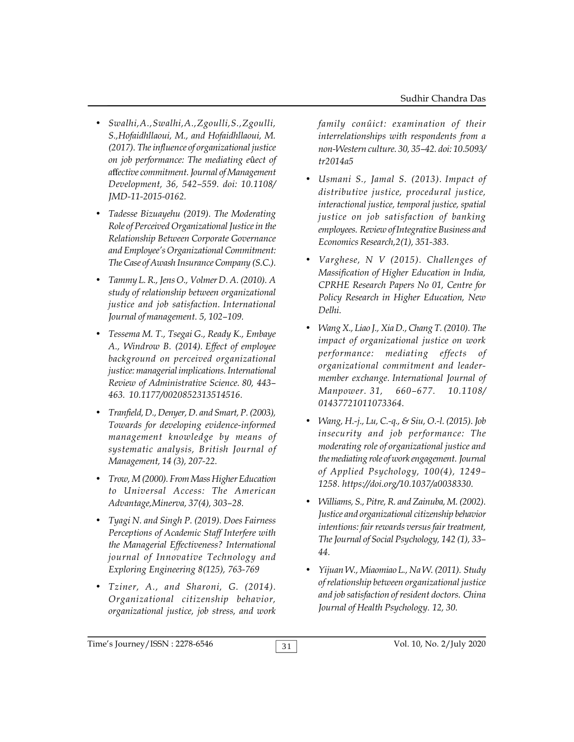- *Swalhi, A., Swalhi, A., Zgoulli, S., Zgoulli, S., Hofaidhllaoui, M., and Hofaidhllaoui, M. (2017). The influence of organizational justice on job performance: The mediating eûect of affective commitment. Journal of Management Development, 36, 542–559. doi: 10.1108/ JMD-11-2015-0162.*
- *Tadesse Bizuayehu (2019). The Moderating Role of Perceived Organizational Justice in the Relationship Between Corporate Governance and Employee's Organizational Commitment: The Case of Awash Insurance Company (S.C.).*
- *Tammy L. R., Jens O., Volmer D. A. (2010). A study of relationship between organizational justice and job satisfaction. International Journal of management. 5, 102–109.*
- *Tessema M. T., Tsegai G., Ready K., Embaye A., Windrow B. (2014). Effect of employee background on perceived organizational justice: managerial implications. International Review of Administrative Science. 80, 443–463. 10.1177/0020852313514516.*
- *Tranfield, D., Denyer, D. and Smart, P. (2003), Towards for developing evidence-informed management knowledge by means of systematic analysis, British Journal of Management, 14 (3), 207-22.*
- *Trow, M (2000). From Mass Higher Education to Universal Access: The American Advantage, Minerva, 37(4), 303–28.*
- *Tyagi N. and Singh P. (2019). Does Fairness Perceptions of Academic Staff Interfere with the Managerial Effectiveness? International journal of Innovative Technology and Exploring Engineering 8(125), 763-769*
- *Tziner, A., and Sharoni, G. (2014). Organizational citizenship behavior, organizational justice, job stress, and work family conûict: examination of their interrelationships with respondents from a non-Western culture. 30, 35–42. doi: 10.5093/ tr2014a5*
- *Usmani S., Jamal S. (2013). Impact of distributive justice, procedural justice, interactional justice, temporal justice, spatial justice on job satisfaction of banking employees. Review of Integrative Business and Economics Research, 2(1), 351-383.*
- *Varghese, N V (2015). Challenges of Massification of Higher Education in India, CPRHE Research Papers No 01, Centre for Policy Research in Higher Education, New Delhi.*
- *Wang X., Liao J., Xia D., Chang T. (2010). The impact of organizational justice on work performance: mediating effects of organizational commitment and leader-member exchange. International Journal of Manpower. 31, 660–677. 10.1108/ 01437721011073364.*
- *Wang, H.-j., Lu, C.-q., & Siu, O.-l. (2015). Job insecurity and job performance: The moderating role of organizational justice and the mediating role of work engagement. Journal of Applied Psychology, 100(4), 1249–1258. https://doi.org/10.1037/a0038330.*
- *Williams, S., Pitre, R. and Zainuba, M. (2002). Justice and organizational citizenship behavior intentions: fair rewards versus fair treatment, The Journal of Social Psychology, 142 (1), 33–44.*
- *Yijuan W., Miaomiao L., Na W. (2011). Study of relationship between organizational justice and job satisfaction of resident doctors. China Journal of Health Psychology. 12, 30.*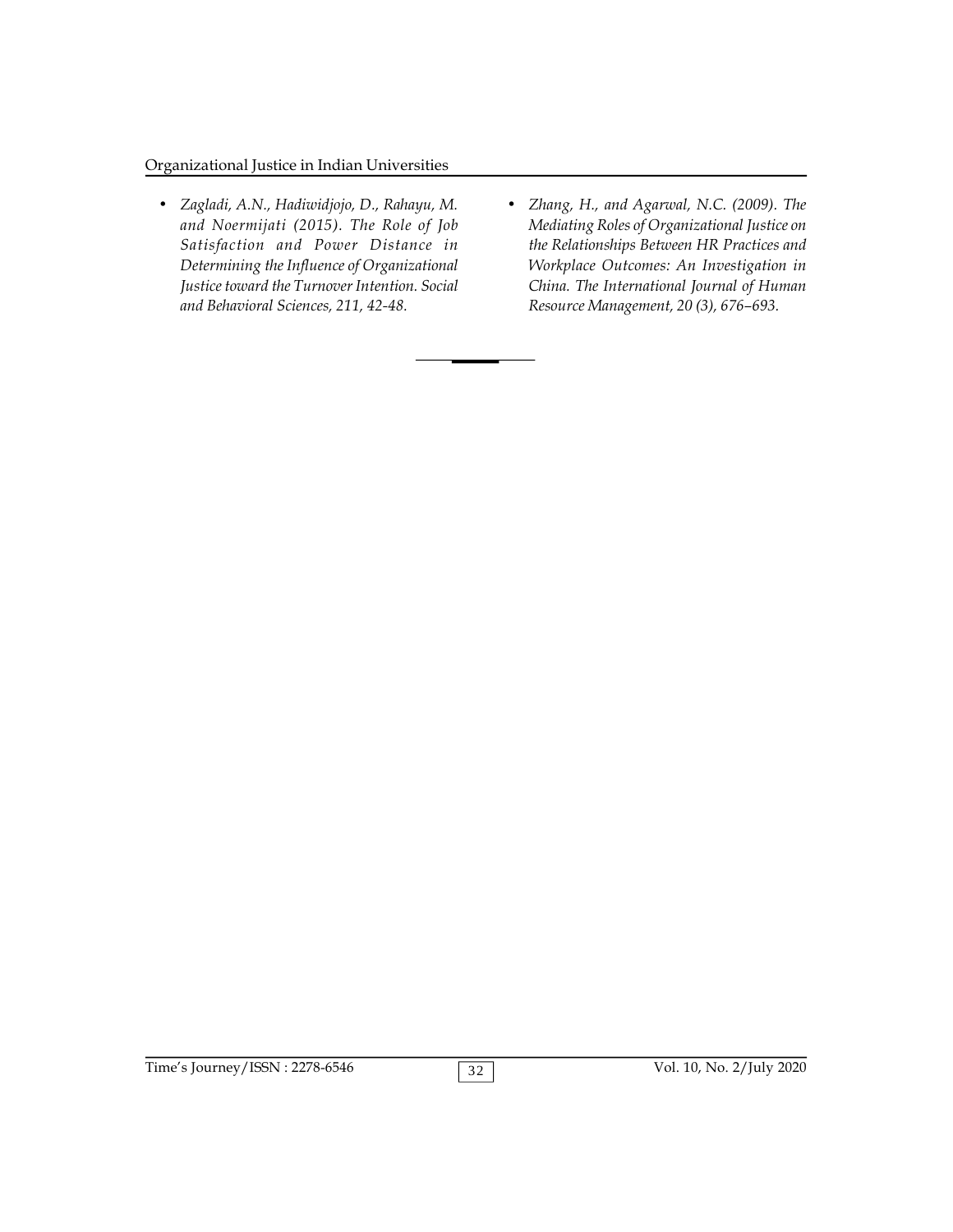- *Zagladi, A.N., Hadiwidjojo, D., Rahayu, M. and Noermijati (2015). The Role of Job Satisfaction and Power Distance in Determining the Influence of Organizational Justice toward the Turnover Intention. Social and Behavioral Sciences, 211, 42-48.*
- *Zhang, H., and Agarwal, N.C. (2009). The Mediating Roles of Organizational Justice on the Relationships Between HR Practices and Workplace Outcomes: An Investigation in China. The International Journal of Human Resource Management, 20 (3), 676–693.*